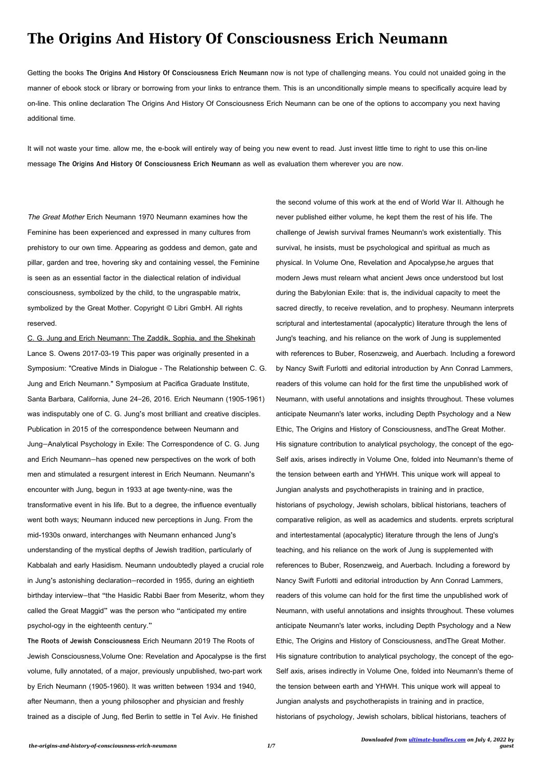# The Origins And History Of Consciousness Erich Neumann

Getting the books **The Origins And History Of Consciousness Erich Neumann** now is not type of challenging means. You could not unaided going in the manner of ebook stock or library or borrowing from your links to entrance them. This is an unconditionally simple means to specifically acquire lead by on-line. This online declaration The Origins And History Of Consciousness Erich Neumann can be one of the options to accompany you next having additional time.

It will not waste your time. allow me, the e-book will entirely way of being you new event to read. Just invest little time to right to use this on-line message **The Origins And History Of Consciousness Erich Neumann** as well as evaluation them wherever you are now.

*The Great Mother* Erich Neumann 1970 Neumann examines how the Feminine has been experienced and expressed in many cultures from prehistory to our own time. Appearing as goddess and demon, gate and pillar, garden and tree, hovering sky and containing vessel, the Feminine is seen as an essential factor in the dialectical relation of individual consciousness, symbolized by the child, to the ungraspable matrix, symbolized by the Great Mother. Copyright © Libri GmbH. All rights reserved.

C. G. Jung and Erich Neumann: The Zaddik, Sophia, and the Shekinah Lance S. Owens 2017-03-19 This paper was originally presented in a Symposium: "Creative Minds in Dialogue - The Relationship between C. G. Jung and Erich Neumann." Symposium at Pacifica Graduate Institute, Santa Barbara, California, June 24–26, 2016. Erich Neumann (1905-1961) was indisputably one of C. G. Jung's most brilliant and creative disciples. Publication in 2015 of the correspondence between Neumann and Jung—Analytical Psychology in Exile: The Correspondence of C. G. Jung and Erich Neumann—has opened new perspectives on the work of both men and stimulated a resurgent interest in Erich Neumann. Neumann's encounter with Jung, begun in 1933 at age twenty-nine, was the transformative event in his life. But to a degree, the influence eventually went both ways; Neumann induced new perceptions in Jung. From the mid-1930s onward, interchanges with Neumann enhanced Jung's understanding of the mystical depths of Jewish tradition, particularly of Kabbalah and early Hasidism. Neumann undoubtedly played a crucial role in Jung's astonishing declaration—recorded in 1955, during an eightieth birthday interview—that "the Hasidic Rabbi Baer from Meseritz, whom they called the Great Maggid" was the person who "anticipated my entire psychol-ogy in the eighteenth century."

**The Roots of Jewish Consciousness** Erich Neumann 2019 The Roots of Jewish Consciousness,Volume One: Revelation and Apocalypse is the first volume, fully annotated, of a major, previously unpublished, two-part work by Erich Neumann (1905-1960). It was written between 1934 and 1940, after Neumann, then a young philosopher and physician and freshly trained as a disciple of Jung, fled Berlin to settle in Tel Aviv. He finished the second volume of this work at the end of World War II. Although he never published either volume, he kept them the rest of his life. The challenge of Jewish survival frames Neumann's work existentially. This survival, he insists, must be psychological and spiritual as much as physical. In Volume One, Revelation and Apocalypse,he argues that modern Jews must relearn what ancient Jews once understood but lost during the Babylonian Exile: that is, the individual capacity to meet the sacred directly, to receive revelation, and to prophesy. Neumann interprets scriptural and intertestamental (apocalyptic) literature through the lens of Jung's teaching, and his reliance on the work of Jung is supplemented with references to Buber, Rosenzweig, and Auerbach. Including a foreword by Nancy Swift Furlotti and editorial introduction by Ann Conrad Lammers, readers of this volume can hold for the first time the unpublished work of Neumann, with useful annotations and insights throughout. These volumes anticipate Neumann's later works, including Depth Psychology and a New Ethic, The Origins and History of Consciousness, andThe Great Mother. His signature contribution to analytical psychology, the concept of the ego-Self axis, arises indirectly in Volume One, folded into Neumann's theme of the tension between earth and YHWH. This unique work will appeal to Jungian analysts and psychotherapists in training and in practice, historians of psychology, Jewish scholars, biblical historians, teachers of comparative religion, as well as academics and students. erprets scriptural and intertestamental (apocalyptic) literature through the lens of Jung's teaching, and his reliance on the work of Jung is supplemented with references to Buber, Rosenzweig, and Auerbach. Including a foreword by Nancy Swift Furlotti and editorial introduction by Ann Conrad Lammers, readers of this volume can hold for the first time the unpublished work of Neumann, with useful annotations and insights throughout. These volumes anticipate Neumann's later works, including Depth Psychology and a New Ethic, The Origins and History of Consciousness, andThe Great Mother. His signature contribution to analytical psychology, the concept of the ego-Self axis, arises indirectly in Volume One, folded into Neumann's theme of the tension between earth and YHWH. This unique work will appeal to Jungian analysts and psychotherapists in training and in practice, historians of psychology, Jewish scholars, biblical historians, teachers of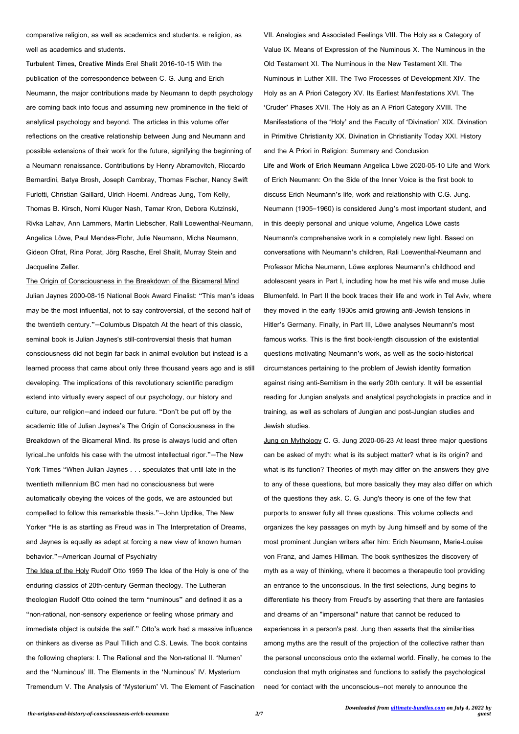comparative religion, as well as academics and students. e religion, as well as academics and students.

**Turbulent Times, Creative Minds** Erel Shalit 2016-10-15 With the publication of the correspondence between C. G. Jung and Erich Neumann, the major contributions made by Neumann to depth psychology are coming back into focus and assuming new prominence in the field of analytical psychology and beyond. The articles in this volume offer reflections on the creative relationship between Jung and Neumann and possible extensions of their work for the future, signifying the beginning of a Neumann renaissance. Contributions by Henry Abramovitch, Riccardo Bernardini, Batya Brosh, Joseph Cambray, Thomas Fischer, Nancy Swift Furlotti, Christian Gaillard, Ulrich Hoerni, Andreas Jung, Tom Kelly, Thomas B. Kirsch, Nomi Kluger Nash, Tamar Kron, Debora Kutzinski, Rivka Lahav, Ann Lammers, Martin Liebscher, Ralli Loewenthal-Neumann, Angelica Löwe, Paul Mendes-Flohr, Julie Neumann, Micha Neumann, Gideon Ofrat, Rina Porat, Jörg Rasche, Erel Shalit, Murray Stein and Jacqueline Zeller.

The Origin of Consciousness in the Breakdown of the Bicameral Mind Julian Jaynes 2000-08-15 National Book Award Finalist: "This man's ideas may be the most influential, not to say controversial, of the second half of the twentieth century."—Columbus Dispatch At the heart of this classic, seminal book is Julian Jaynes's still-controversial thesis that human consciousness did not begin far back in animal evolution but instead is a learned process that came about only three thousand years ago and is still developing. The implications of this revolutionary scientific paradigm extend into virtually every aspect of our psychology, our history and culture, our religion—and indeed our future. "Don't be put off by the academic title of Julian Jaynes's The Origin of Consciousness in the Breakdown of the Bicameral Mind. Its prose is always lucid and often lyrical…he unfolds his case with the utmost intellectual rigor."—The New York Times "When Julian Jaynes . . . speculates that until late in the twentieth millennium BC men had no consciousness but were automatically obeying the voices of the gods, we are astounded but compelled to follow this remarkable thesis."—John Updike, The New Yorker "He is as startling as Freud was in The Interpretation of Dreams, and Jaynes is equally as adept at forcing a new view of known human behavior."—American Journal of Psychiatry

The Idea of the Holy Rudolf Otto 1959 The Idea of the Holy is one of the enduring classics of 20th-century German theology. The Lutheran theologian Rudolf Otto coined the term "numinous" and defined it as a "non-rational, non-sensory experience or feeling whose primary and immediate object is outside the self." Otto's work had a massive influence on thinkers as diverse as Paul Tillich and C.S. Lewis. The book contains the following chapters: I. The Rational and the Non-rational II. 'Numen' and the 'Numinous' III. The Elements in the 'Numinous' IV. Mysterium Tremendum V. The Analysis of 'Mysterium' VI. The Element of Fascination VII. Analogies and Associated Feelings VIII. The Holy as a Category of Value IX. Means of Expression of the Numinous X. The Numinous in the Old Testament XI. The Numinous in the New Testament XII. The Numinous in Luther XIII. The Two Processes of Development XIV. The Holy as an A Priori Category XV. Its Earliest Manifestations XVI. The 'Cruder' Phases XVII. The Holy as an A Priori Category XVIII. The Manifestations of the 'Holy' and the Faculty of 'Divination' XIX. Divination in Primitive Christianity XX. Divination in Christianity Today XXI. History and the A Priori in Religion: Summary and Conclusion

**Life and Work of Erich Neumann** Angelica Löwe 2020-05-10 Life and Work of Erich Neumann: On the Side of the Inner Voice is the first book to discuss Erich Neumann's life, work and relationship with C.G. Jung. Neumann (1905–1960) is considered Jung's most important student, and in this deeply personal and unique volume, Angelica Löwe casts Neumann's comprehensive work in a completely new light. Based on conversations with Neumann's children, Rali Loewenthal-Neumann and Professor Micha Neumann, Löwe explores Neumann's childhood and adolescent years in Part I, including how he met his wife and muse Julie Blumenfeld. In Part II the book traces their life and work in Tel Aviv, where they moved in the early 1930s amid growing anti-Jewish tensions in Hitler's Germany. Finally, in Part III, Löwe analyses Neumann's most famous works. This is the first book-length discussion of the existential questions motivating Neumann's work, as well as the socio-historical circumstances pertaining to the problem of Jewish identity formation against rising anti-Semitism in the early 20th century. It will be essential reading for Jungian analysts and analytical psychologists in practice and in training, as well as scholars of Jungian and post-Jungian studies and Jewish studies.

Jung on Mythology C. G. Jung 2020-06-23 At least three major questions can be asked of myth: what is its subject matter? what is its origin? and what is its function? Theories of myth may differ on the answers they give to any of these questions, but more basically they may also differ on which of the questions they ask. C. G. Jung's theory is one of the few that purports to answer fully all three questions. This volume collects and organizes the key passages on myth by Jung himself and by some of the most prominent Jungian writers after him: Erich Neumann, Marie-Louise von Franz, and James Hillman. The book synthesizes the discovery of myth as a way of thinking, where it becomes a therapeutic tool providing an entrance to the unconscious. In the first selections, Jung begins to differentiate his theory from Freud's by asserting that there are fantasies and dreams of an "impersonal" nature that cannot be reduced to experiences in a person's past. Jung then asserts that the similarities among myths are the result of the projection of the collective rather than the personal unconscious onto the external world. Finally, he comes to the conclusion that myth originates and functions to satisfy the psychological need for contact with the unconscious--not merely to announce the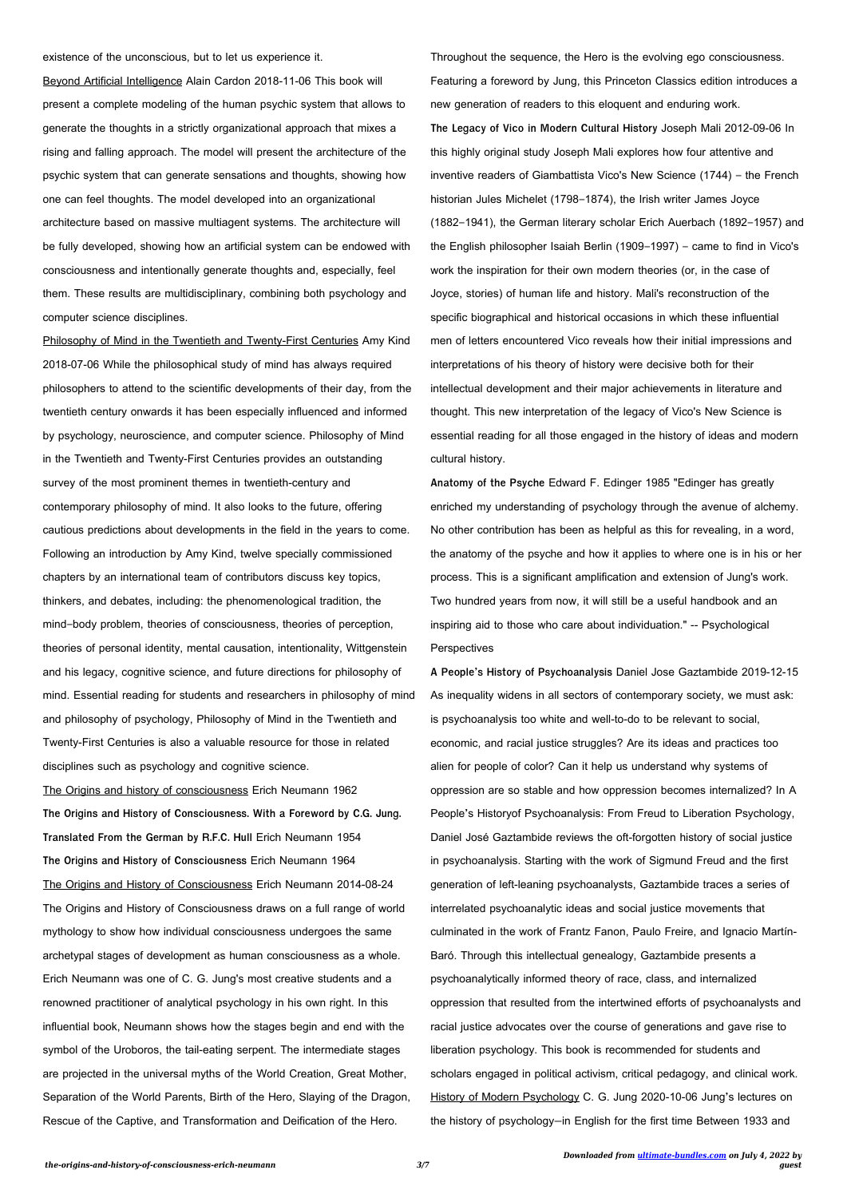existence of the unconscious, but to let us experience it.

Beyond Artificial Intelligence Alain Cardon 2018-11-06 This book will present a complete modeling of the human psychic system that allows to generate the thoughts in a strictly organizational approach that mixes a rising and falling approach. The model will present the architecture of the psychic system that can generate sensations and thoughts, showing how one can feel thoughts. The model developed into an organizational architecture based on massive multiagent systems. The architecture will be fully developed, showing how an artificial system can be endowed with consciousness and intentionally generate thoughts and, especially, feel them. These results are multidisciplinary, combining both psychology and computer science disciplines.

Philosophy of Mind in the Twentieth and Twenty-First Centuries Amy Kind 2018-07-06 While the philosophical study of mind has always required philosophers to attend to the scientific developments of their day, from the twentieth century onwards it has been especially influenced and informed by psychology, neuroscience, and computer science. Philosophy of Mind in the Twentieth and Twenty-First Centuries provides an outstanding survey of the most prominent themes in twentieth-century and contemporary philosophy of mind. It also looks to the future, offering cautious predictions about developments in the field in the years to come. Following an introduction by Amy Kind, twelve specially commissioned chapters by an international team of contributors discuss key topics, thinkers, and debates, including: the phenomenological tradition, the mind–body problem, theories of consciousness, theories of perception, theories of personal identity, mental causation, intentionality, Wittgenstein and his legacy, cognitive science, and future directions for philosophy of mind. Essential reading for students and researchers in philosophy of mind and philosophy of psychology, Philosophy of Mind in the Twentieth and Twenty-First Centuries is also a valuable resource for those in related disciplines such as psychology and cognitive science.

The Origins and history of consciousness Erich Neumann 1962

**The Origins and History of Consciousness. With a Foreword by C.G. Jung. Translated From the German by R.F.C. Hull** Erich Neumann 1954

**The Origins and History of Consciousness** Erich Neumann 1964

The Origins and History of Consciousness Erich Neumann 2014-08-24 The Origins and History of Consciousness draws on a full range of world mythology to show how individual consciousness undergoes the same archetypal stages of development as human consciousness as a whole. Erich Neumann was one of C. G. Jung's most creative students and a renowned practitioner of analytical psychology in his own right. In this influential book, Neumann shows how the stages begin and end with the symbol of the Uroboros, the tail-eating serpent. The intermediate stages are projected in the universal myths of the World Creation, Great Mother, Separation of the World Parents, Birth of the Hero, Slaying of the Dragon, Rescue of the Captive, and Transformation and Deification of the Hero. Throughout the sequence, the Hero is the evolving ego consciousness. Featuring a foreword by Jung, this Princeton Classics edition introduces a new generation of readers to this eloquent and enduring work.

**The Legacy of Vico in Modern Cultural History** Joseph Mali 2012-09-06 In this highly original study Joseph Mali explores how four attentive and inventive readers of Giambattista Vico's New Science (1744) – the French historian Jules Michelet (1798–1874), the Irish writer James Joyce (1882–1941), the German literary scholar Erich Auerbach (1892–1957) and the English philosopher Isaiah Berlin (1909–1997) – came to find in Vico's work the inspiration for their own modern theories (or, in the case of Joyce, stories) of human life and history. Mali's reconstruction of the specific biographical and historical occasions in which these influential men of letters encountered Vico reveals how their initial impressions and interpretations of his theory of history were decisive both for their intellectual development and their major achievements in literature and thought. This new interpretation of the legacy of Vico's New Science is essential reading for all those engaged in the history of ideas and modern cultural history.

**Anatomy of the Psyche** Edward F. Edinger 1985 "Edinger has greatly enriched my understanding of psychology through the avenue of alchemy. No other contribution has been as helpful as this for revealing, in a word, the anatomy of the psyche and how it applies to where one is in his or her process. This is a significant amplification and extension of Jung's work. Two hundred years from now, it will still be a useful handbook and an inspiring aid to those who care about individuation." -- Psychological Perspectives

**A People's History of Psychoanalysis** Daniel Jose Gaztambide 2019-12-15 As inequality widens in all sectors of contemporary society, we must ask: is psychoanalysis too white and well-to-do to be relevant to social, economic, and racial justice struggles? Are its ideas and practices too alien for people of color? Can it help us understand why systems of oppression are so stable and how oppression becomes internalized? In A People's Historyof Psychoanalysis: From Freud to Liberation Psychology, Daniel José Gaztambide reviews the oft-forgotten history of social justice in psychoanalysis. Starting with the work of Sigmund Freud and the first generation of left-leaning psychoanalysts, Gaztambide traces a series of interrelated psychoanalytic ideas and social justice movements that culminated in the work of Frantz Fanon, Paulo Freire, and Ignacio Martín-Baró. Through this intellectual genealogy, Gaztambide presents a psychoanalytically informed theory of race, class, and internalized oppression that resulted from the intertwined efforts of psychoanalysts and racial justice advocates over the course of generations and gave rise to liberation psychology. This book is recommended for students and scholars engaged in political activism, critical pedagogy, and clinical work.

History of Modern Psychology C. G. Jung 2020-10-06 Jung's lectures on the history of psychology—in English for the first time Between 1933 and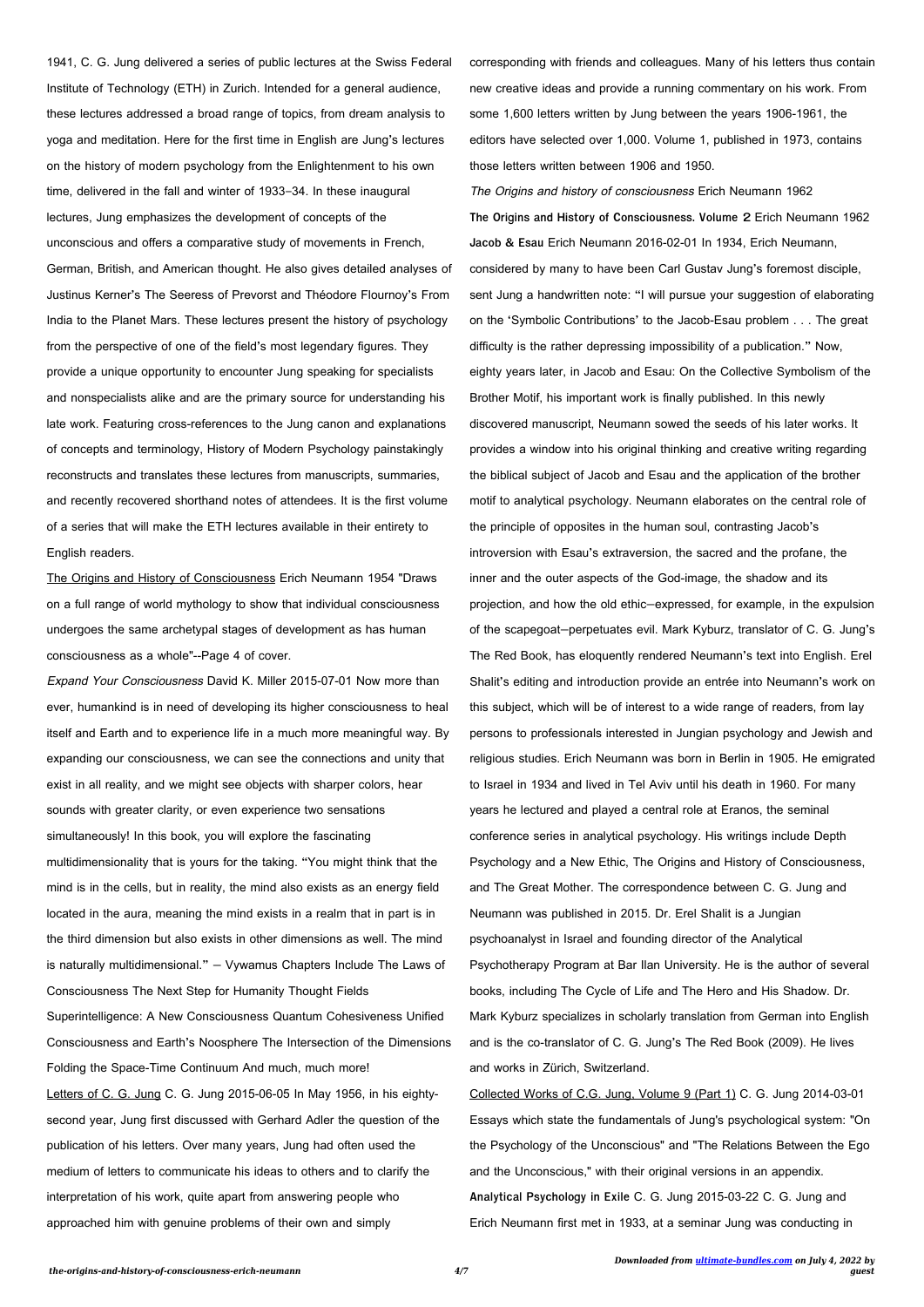1941, C. G. Jung delivered a series of public lectures at the Swiss Federal Institute of Technology (ETH) in Zurich. Intended for a general audience, these lectures addressed a broad range of topics, from dream analysis to yoga and meditation. Here for the first time in English are Jung's lectures on the history of modern psychology from the Enlightenment to his own time, delivered in the fall and winter of 1933–34. In these inaugural lectures, Jung emphasizes the development of concepts of the unconscious and offers a comparative study of movements in French, German, British, and American thought. He also gives detailed analyses of Justinus Kerner's The Seeress of Prevorst and Théodore Flournoy's From India to the Planet Mars. These lectures present the history of psychology from the perspective of one of the field's most legendary figures. They provide a unique opportunity to encounter Jung speaking for specialists and nonspecialists alike and are the primary source for understanding his late work. Featuring cross-references to the Jung canon and explanations of concepts and terminology, History of Modern Psychology painstakingly reconstructs and translates these lectures from manuscripts, summaries, and recently recovered shorthand notes of attendees. It is the first volume of a series that will make the ETH lectures available in their entirety to English readers.

The Origins and History of Consciousness Erich Neumann 1954 "Draws on a full range of world mythology to show that individual consciousness undergoes the same archetypal stages of development as has human consciousness as a whole"--Page 4 of cover.

*Expand Your Consciousness* David K. Miller 2015-07-01 Now more than ever, humankind is in need of developing its higher consciousness to heal itself and Earth and to experience life in a much more meaningful way. By expanding our consciousness, we can see the connections and unity that exist in all reality, and we might see objects with sharper colors, hear sounds with greater clarity, or even experience two sensations simultaneously! In this book, you will explore the fascinating multidimensionality that is yours for the taking. "You might think that the mind is in the cells, but in reality, the mind also exists as an energy field located in the aura, meaning the mind exists in a realm that in part is in the third dimension but also exists in other dimensions as well. The mind is naturally multidimensional." — Vywamus Chapters Include The Laws of Consciousness The Next Step for Humanity Thought Fields Superintelligence: A New Consciousness Quantum Cohesiveness Unified Consciousness and Earth's Noosphere The Intersection of the Dimensions Folding the Space-Time Continuum And much, much more!

Letters of C. G. Jung C. G. Jung 2015-06-05 In May 1956, in his eighty-second year, Jung first discussed with Gerhard Adler the question of the publication of his letters. Over many years, Jung had often used the medium of letters to communicate his ideas to others and to clarify the interpretation of his work, quite apart from answering people who approached him with genuine problems of their own and simply corresponding with friends and colleagues. Many of his letters thus contain new creative ideas and provide a running commentary on his work. From some 1,600 letters written by Jung between the years 1906-1961, the editors have selected over 1,000. Volume 1, published in 1973, contains those letters written between 1906 and 1950.

*The Origins and history of consciousness* Erich Neumann 1962

**The Origins and History of Consciousness. Volume 2** Erich Neumann 1962

**Jacob & Esau** Erich Neumann 2016-02-01 In 1934, Erich Neumann, considered by many to have been Carl Gustav Jung's foremost disciple, sent Jung a handwritten note: "I will pursue your suggestion of elaborating on the 'Symbolic Contributions' to the Jacob-Esau problem . . . The great difficulty is the rather depressing impossibility of a publication." Now, eighty years later, in Jacob and Esau: On the Collective Symbolism of the Brother Motif, his important work is finally published. In this newly discovered manuscript, Neumann sowed the seeds of his later works. It provides a window into his original thinking and creative writing regarding the biblical subject of Jacob and Esau and the application of the brother motif to analytical psychology. Neumann elaborates on the central role of the principle of opposites in the human soul, contrasting Jacob's introversion with Esau's extraversion, the sacred and the profane, the inner and the outer aspects of the God-image, the shadow and its projection, and how the old ethic—expressed, for example, in the expulsion of the scapegoat—perpetuates evil. Mark Kyburz, translator of C. G. Jung's The Red Book, has eloquently rendered Neumann's text into English. Erel Shalit's editing and introduction provide an entrée into Neumann's work on this subject, which will be of interest to a wide range of readers, from lay persons to professionals interested in Jungian psychology and Jewish and religious studies. Erich Neumann was born in Berlin in 1905. He emigrated to Israel in 1934 and lived in Tel Aviv until his death in 1960. For many years he lectured and played a central role at Eranos, the seminal conference series in analytical psychology. His writings include Depth Psychology and a New Ethic, The Origins and History of Consciousness, and The Great Mother. The correspondence between C. G. Jung and Neumann was published in 2015. Dr. Erel Shalit is a Jungian psychoanalyst in Israel and founding director of the Analytical Psychotherapy Program at Bar Ilan University. He is the author of several books, including The Cycle of Life and The Hero and His Shadow. Dr. Mark Kyburz specializes in scholarly translation from German into English and is the co-translator of C. G. Jung's The Red Book (2009). He lives and works in Zürich, Switzerland.

Collected Works of C.G. Jung, Volume 9 (Part 1) C. G. Jung 2014-03-01 Essays which state the fundamentals of Jung's psychological system: "On the Psychology of the Unconscious" and "The Relations Between the Ego and the Unconscious," with their original versions in an appendix.

**Analytical Psychology in Exile** C. G. Jung 2015-03-22 C. G. Jung and Erich Neumann first met in 1933, at a seminar Jung was conducting in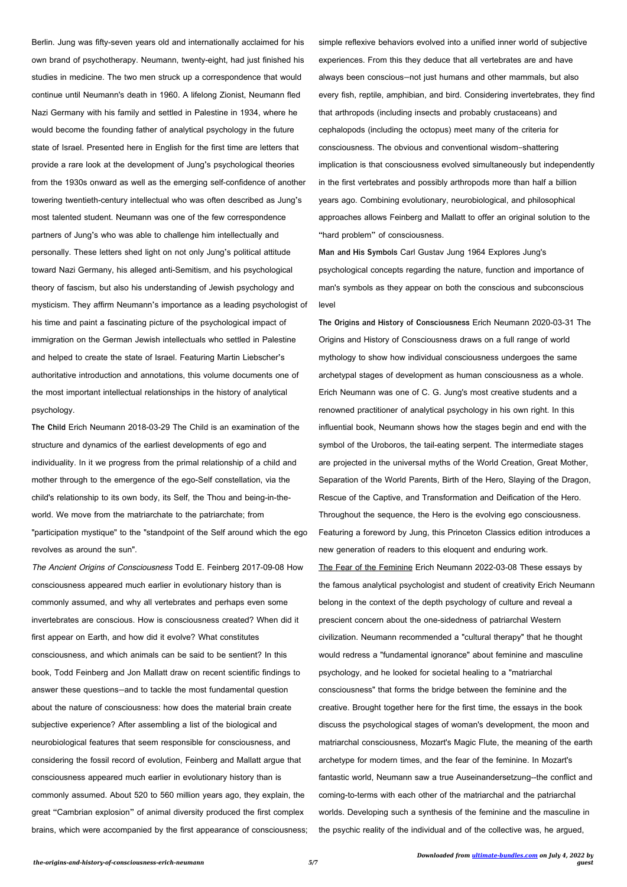Berlin. Jung was fifty-seven years old and internationally acclaimed for his own brand of psychotherapy. Neumann, twenty-eight, had just finished his studies in medicine. The two men struck up a correspondence that would continue until Neumann's death in 1960. A lifelong Zionist, Neumann fled Nazi Germany with his family and settled in Palestine in 1934, where he would become the founding father of analytical psychology in the future state of Israel. Presented here in English for the first time are letters that provide a rare look at the development of Jung's psychological theories from the 1930s onward as well as the emerging self-confidence of another towering twentieth-century intellectual who was often described as Jung's most talented student. Neumann was one of the few correspondence partners of Jung's who was able to challenge him intellectually and personally. These letters shed light on not only Jung's political attitude toward Nazi Germany, his alleged anti-Semitism, and his psychological theory of fascism, but also his understanding of Jewish psychology and mysticism. They affirm Neumann's importance as a leading psychologist of his time and paint a fascinating picture of the psychological impact of immigration on the German Jewish intellectuals who settled in Palestine and helped to create the state of Israel. Featuring Martin Liebscher's authoritative introduction and annotations, this volume documents one of the most important intellectual relationships in the history of analytical psychology.

**The Child** Erich Neumann 2018-03-29 The Child is an examination of the structure and dynamics of the earliest developments of ego and individuality. In it we progress from the primal relationship of a child and mother through to the emergence of the ego-Self constellation, via the child's relationship to its own body, its Self, the Thou and being-in-the-world. We move from the matriarchate to the patriarchate; from "participation mystique" to the "standpoint of the Self around which the ego revolves as around the sun".

*The Ancient Origins of Consciousness* Todd E. Feinberg 2017-09-08 How consciousness appeared much earlier in evolutionary history than is commonly assumed, and why all vertebrates and perhaps even some invertebrates are conscious. How is consciousness created? When did it first appear on Earth, and how did it evolve? What constitutes consciousness, and which animals can be said to be sentient? In this book, Todd Feinberg and Jon Mallatt draw on recent scientific findings to answer these questions—and to tackle the most fundamental question about the nature of consciousness: how does the material brain create subjective experience? After assembling a list of the biological and neurobiological features that seem responsible for consciousness, and considering the fossil record of evolution, Feinberg and Mallatt argue that consciousness appeared much earlier in evolutionary history than is commonly assumed. About 520 to 560 million years ago, they explain, the great "Cambrian explosion" of animal diversity produced the first complex brains, which were accompanied by the first appearance of consciousness; simple reflexive behaviors evolved into a unified inner world of subjective experiences. From this they deduce that all vertebrates are and have always been conscious—not just humans and other mammals, but also every fish, reptile, amphibian, and bird. Considering invertebrates, they find that arthropods (including insects and probably crustaceans) and cephalopods (including the octopus) meet many of the criteria for consciousness. The obvious and conventional wisdom–shattering implication is that consciousness evolved simultaneously but independently in the first vertebrates and possibly arthropods more than half a billion years ago. Combining evolutionary, neurobiological, and philosophical approaches allows Feinberg and Mallatt to offer an original solution to the "hard problem" of consciousness.

**Man and His Symbols** Carl Gustav Jung 1964 Explores Jung's psychological concepts regarding the nature, function and importance of man's symbols as they appear on both the conscious and subconscious level

**The Origins and History of Consciousness** Erich Neumann 2020-03-31 The Origins and History of Consciousness draws on a full range of world mythology to show how individual consciousness undergoes the same archetypal stages of development as human consciousness as a whole. Erich Neumann was one of C. G. Jung's most creative students and a renowned practitioner of analytical psychology in his own right. In this influential book, Neumann shows how the stages begin and end with the symbol of the Uroboros, the tail-eating serpent. The intermediate stages are projected in the universal myths of the World Creation, Great Mother, Separation of the World Parents, Birth of the Hero, Slaying of the Dragon, Rescue of the Captive, and Transformation and Deification of the Hero. Throughout the sequence, the Hero is the evolving ego consciousness. Featuring a foreword by Jung, this Princeton Classics edition introduces a new generation of readers to this eloquent and enduring work.

The Fear of the Feminine Erich Neumann 2022-03-08 These essays by the famous analytical psychologist and student of creativity Erich Neumann belong in the context of the depth psychology of culture and reveal a prescient concern about the one-sidedness of patriarchal Western civilization. Neumann recommended a "cultural therapy" that he thought would redress a "fundamental ignorance" about feminine and masculine psychology, and he looked for societal healing to a "matriarchal consciousness" that forms the bridge between the feminine and the creative. Brought together here for the first time, the essays in the book discuss the psychological stages of woman's development, the moon and matriarchal consciousness, Mozart's Magic Flute, the meaning of the earth archetype for modern times, and the fear of the feminine. In Mozart's fantastic world, Neumann saw a true Auseinandersetzung--the conflict and coming-to-terms with each other of the matriarchal and the patriarchal worlds. Developing such a synthesis of the feminine and the masculine in the psychic reality of the individual and of the collective was, he argued,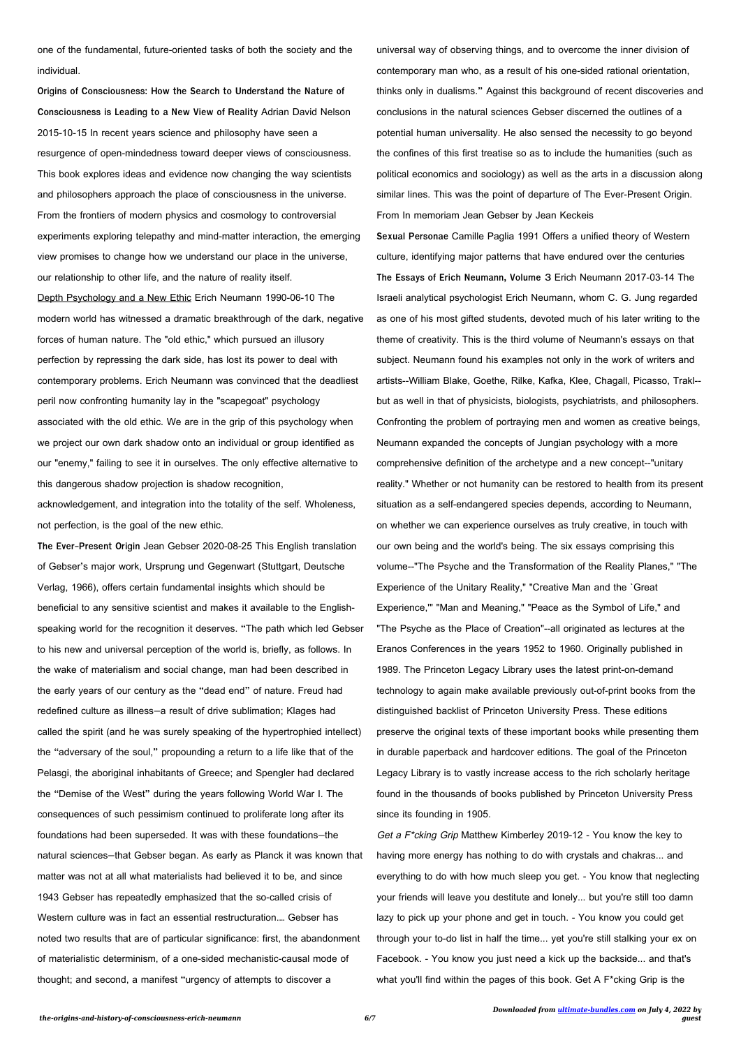one of the fundamental, future-oriented tasks of both the society and the individual.

**Origins of Consciousness: How the Search to Understand the Nature of Consciousness is Leading to a New View of Reality** Adrian David Nelson 2015-10-15 In recent years science and philosophy have seen a resurgence of open-mindedness toward deeper views of consciousness. This book explores ideas and evidence now changing the way scientists and philosophers approach the place of consciousness in the universe. From the frontiers of modern physics and cosmology to controversial experiments exploring telepathy and mind-matter interaction, the emerging view promises to change how we understand our place in the universe, our relationship to other life, and the nature of reality itself.

Depth Psychology and a New Ethic Erich Neumann 1990-06-10 The modern world has witnessed a dramatic breakthrough of the dark, negative forces of human nature. The "old ethic," which pursued an illusory perfection by repressing the dark side, has lost its power to deal with contemporary problems. Erich Neumann was convinced that the deadliest peril now confronting humanity lay in the "scapegoat" psychology associated with the old ethic. We are in the grip of this psychology when we project our own dark shadow onto an individual or group identified as our "enemy," failing to see it in ourselves. The only effective alternative to this dangerous shadow projection is shadow recognition, acknowledgement, and integration into the totality of the self. Wholeness, not perfection, is the goal of the new ethic.

**The Ever-Present Origin** Jean Gebser 2020-08-25 This English translation of Gebser's major work, Ursprung und Gegenwart (Stuttgart, Deutsche Verlag, 1966), offers certain fundamental insights which should be beneficial to any sensitive scientist and makes it available to the English-speaking world for the recognition it deserves. "The path which led Gebser to his new and universal perception of the world is, briefly, as follows. In the wake of materialism and social change, man had been described in the early years of our century as the "dead end" of nature. Freud had redefined culture as illness—a result of drive sublimation; Klages had called the spirit (and he was surely speaking of the hypertrophied intellect) the "adversary of the soul," propounding a return to a life like that of the Pelasgi, the aboriginal inhabitants of Greece; and Spengler had declared the "Demise of the West" during the years following World War I. The consequences of such pessimism continued to proliferate long after its foundations had been superseded. It was with these foundations—the natural sciences—that Gebser began. As early as Planck it was known that matter was not at all what materialists had believed it to be, and since 1943 Gebser has repeatedly emphasized that the so-called crisis of Western culture was in fact an essential restructuration.... Gebser has noted two results that are of particular significance: first, the abandonment of materialistic determinism, of a one-sided mechanistic-causal mode of thought; and second, a manifest "urgency of attempts to discover a universal way of observing things, and to overcome the inner division of contemporary man who, as a result of his one-sided rational orientation, thinks only in dualisms." Against this background of recent discoveries and conclusions in the natural sciences Gebser discerned the outlines of a potential human universality. He also sensed the necessity to go beyond the confines of this first treatise so as to include the humanities (such as political economics and sociology) as well as the arts in a discussion along similar lines. This was the point of departure of The Ever-Present Origin. From In memoriam Jean Gebser by Jean Keckeis

**Sexual Personae** Camille Paglia 1991 Offers a unified theory of Western culture, identifying major patterns that have endured over the centuries

**The Essays of Erich Neumann, Volume 3** Erich Neumann 2017-03-14 The Israeli analytical psychologist Erich Neumann, whom C. G. Jung regarded as one of his most gifted students, devoted much of his later writing to the theme of creativity. This is the third volume of Neumann's essays on that subject. Neumann found his examples not only in the work of writers and artists--William Blake, Goethe, Rilke, Kafka, Klee, Chagall, Picasso, Trakl--but as well in that of physicists, biologists, psychiatrists, and philosophers. Confronting the problem of portraying men and women as creative beings, Neumann expanded the concepts of Jungian psychology with a more comprehensive definition of the archetype and a new concept--"unitary reality." Whether or not humanity can be restored to health from its present situation as a self-endangered species depends, according to Neumann, on whether we can experience ourselves as truly creative, in touch with our own being and the world's being. The six essays comprising this volume--"The Psyche and the Transformation of the Reality Planes," "The Experience of the Unitary Reality," "Creative Man and the `Great Experience,'" "Man and Meaning," "Peace as the Symbol of Life," and "The Psyche as the Place of Creation"--all originated as lectures at the Eranos Conferences in the years 1952 to 1960. Originally published in 1989. The Princeton Legacy Library uses the latest print-on-demand technology to again make available previously out-of-print books from the distinguished backlist of Princeton University Press. These editions preserve the original texts of these important books while presenting them in durable paperback and hardcover editions. The goal of the Princeton Legacy Library is to vastly increase access to the rich scholarly heritage found in the thousands of books published by Princeton University Press since its founding in 1905.

*Get a F*cking Grip* Matthew Kimberley 2019-12 - You know the key to having more energy has nothing to do with crystals and chakras... and everything to do with how much sleep you get. - You know that neglecting your friends will leave you destitute and lonely... but you're still too damn lazy to pick up your phone and get in touch. - You know you could get through your to-do list in half the time... yet you're still stalking your ex on Facebook. - You know you just need a kick up the backside... and that's what you'll find within the pages of this book. Get A F*cking Grip is the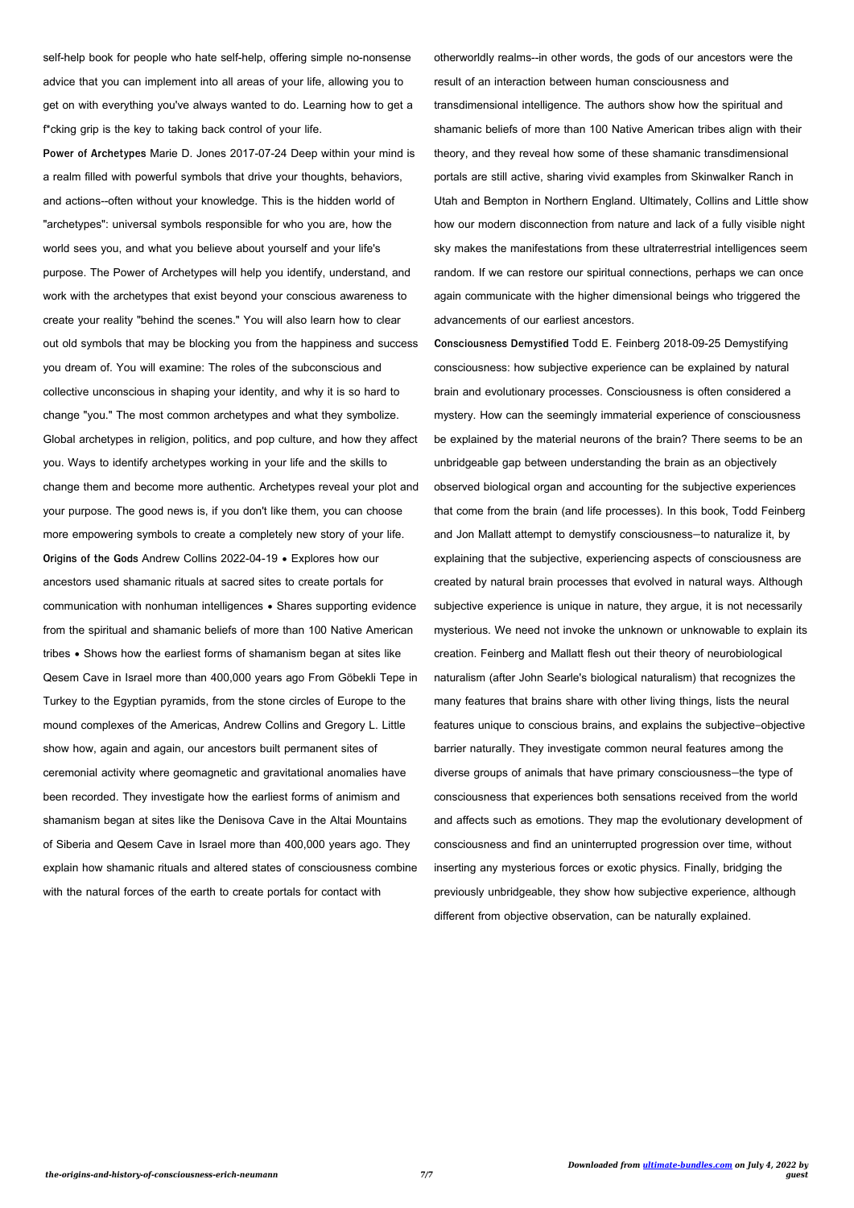self-help book for people who hate self-help, offering simple no-nonsense advice that you can implement into all areas of your life, allowing you to get on with everything you've always wanted to do. Learning how to get a f*cking grip is the key to taking back control of your life.

**Power of Archetypes** Marie D. Jones 2017-07-24 Deep within your mind is a realm filled with powerful symbols that drive your thoughts, behaviors, and actions--often without your knowledge. This is the hidden world of "archetypes": universal symbols responsible for who you are, how the world sees you, and what you believe about yourself and your life's purpose. The Power of Archetypes will help you identify, understand, and work with the archetypes that exist beyond your conscious awareness to create your reality "behind the scenes." You will also learn how to clear out old symbols that may be blocking you from the happiness and success you dream of. You will examine: The roles of the subconscious and collective unconscious in shaping your identity, and why it is so hard to change "you." The most common archetypes and what they symbolize. Global archetypes in religion, politics, and pop culture, and how they affect you. Ways to identify archetypes working in your life and the skills to change them and become more authentic. Archetypes reveal your plot and your purpose. The good news is, if you don't like them, you can choose more empowering symbols to create a completely new story of your life.

**Origins of the Gods** Andrew Collins 2022-04-19 • Explores how our ancestors used shamanic rituals at sacred sites to create portals for communication with nonhuman intelligences • Shares supporting evidence from the spiritual and shamanic beliefs of more than 100 Native American tribes • Shows how the earliest forms of shamanism began at sites like Qesem Cave in Israel more than 400,000 years ago From Göbekli Tepe in Turkey to the Egyptian pyramids, from the stone circles of Europe to the mound complexes of the Americas, Andrew Collins and Gregory L. Little show how, again and again, our ancestors built permanent sites of ceremonial activity where geomagnetic and gravitational anomalies have been recorded. They investigate how the earliest forms of animism and shamanism began at sites like the Denisova Cave in the Altai Mountains of Siberia and Qesem Cave in Israel more than 400,000 years ago. They explain how shamanic rituals and altered states of consciousness combine with the natural forces of the earth to create portals for contact with otherworldly realms--in other words, the gods of our ancestors were the result of an interaction between human consciousness and transdimensional intelligence. The authors show how the spiritual and shamanic beliefs of more than 100 Native American tribes align with their theory, and they reveal how some of these shamanic transdimensional portals are still active, sharing vivid examples from Skinwalker Ranch in Utah and Bempton in Northern England. Ultimately, Collins and Little show how our modern disconnection from nature and lack of a fully visible night sky makes the manifestations from these ultraterrestrial intelligences seem random. If we can restore our spiritual connections, perhaps we can once again communicate with the higher dimensional beings who triggered the advancements of our earliest ancestors.

**Consciousness Demystified** Todd E. Feinberg 2018-09-25 Demystifying consciousness: how subjective experience can be explained by natural brain and evolutionary processes. Consciousness is often considered a mystery. How can the seemingly immaterial experience of consciousness be explained by the material neurons of the brain? There seems to be an unbridgeable gap between understanding the brain as an objectively observed biological organ and accounting for the subjective experiences that come from the brain (and life processes). In this book, Todd Feinberg and Jon Mallatt attempt to demystify consciousness—to naturalize it, by explaining that the subjective, experiencing aspects of consciousness are created by natural brain processes that evolved in natural ways. Although subjective experience is unique in nature, they argue, it is not necessarily mysterious. We need not invoke the unknown or unknowable to explain its creation. Feinberg and Mallatt flesh out their theory of neurobiological naturalism (after John Searle's biological naturalism) that recognizes the many features that brains share with other living things, lists the neural features unique to conscious brains, and explains the subjective–objective barrier naturally. They investigate common neural features among the diverse groups of animals that have primary consciousness—the type of consciousness that experiences both sensations received from the world and affects such as emotions. They map the evolutionary development of consciousness and find an uninterrupted progression over time, without inserting any mysterious forces or exotic physics. Finally, bridging the previously unbridgeable, they show how subjective experience, although different from objective observation, can be naturally explained.